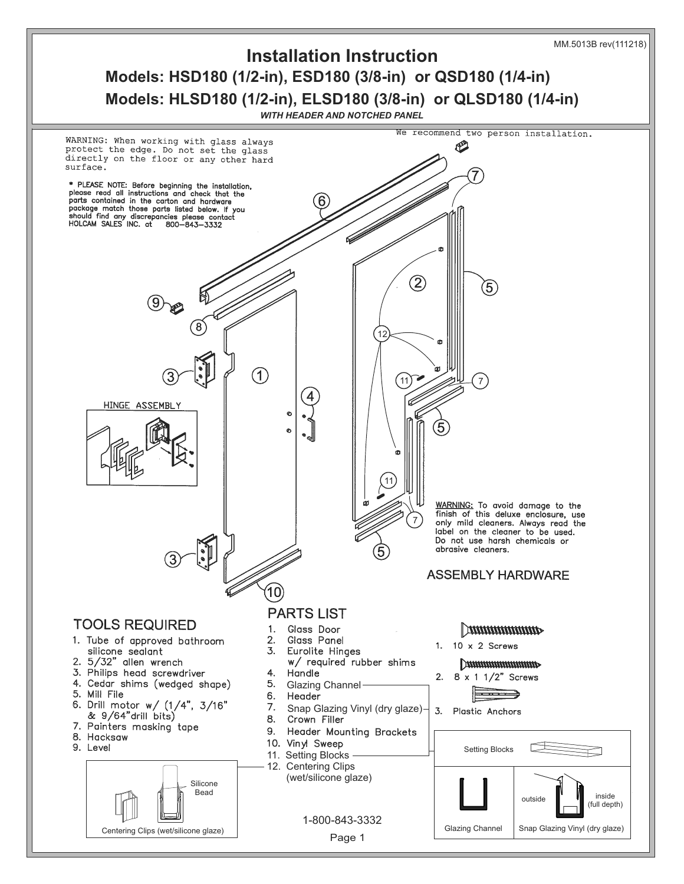MM.5013B rev(111218)

# Installation Instruction

## Models: HSD180 (1/2-in), ESD180 (3/8-in) or QSD180 (1/4-in)

## Models: HLSD180 (1/2-in), ELSD180 (3/8-in) or QLSD180 (1/4-in)

*WITH HEADER AND NOTCHED PANEL*

WARNING: When working with glass always protect the edge. Do not set the glass directly on the floor or any other hard surface.

We recommend two person installation.

**\* PLEASE NOTE: Before beginning the installation, please read all instructions and check that the parts contained in the carton and hardware package match those listed below. If you should find any discrepancies please contact HOLCAM SALES INC. at 800-843-3332**

HINGE ASSEMBLY

WARNING: To avoid damage to the finish of this deluxe enclosure, use only mild cleaners. Always read the label on the cleaner to be used. Do not use harsh chemicals or abrasive cleaners.

### TOOLS REQUIRED

1. Tube of approved bathroom silicone sealant
2. 5/32" allen wrench
3. Philips head screwdriver
4. Cedar shims (wedged shape)
5. Mill File
6. Drill motor w/ (1/4", 3/16" & 9/64" drill bits)
7. Painters masking tape
8. Hacksaw
9. Level

### PARTS LIST

1. Glass Door
2. Glass Panel
3. Eurolite Hinges w/ required rubber shims
4. Handle
5. Glazing Channel
6. Header
7. Snap Glazing Vinyl (dry glaze)
8. Crown Filler
9. Header Mounting Brackets
10. Vinyl Sweep
11. Setting Blocks
12. Centering Clips (wet/silicone glaze)

Silicone Bead

Centering Clips (wet/silicone glaze)

### ASSEMBLY HARDWARE

1. 10 x 2 Screws
2. 8 x 1 1/2" Screws
3. Plastic Anchors

Setting Blocks

Glazing Channel

outside | inside (full depth)

Snap Glazing Vinyl (dry glaze)

1-800-843-3332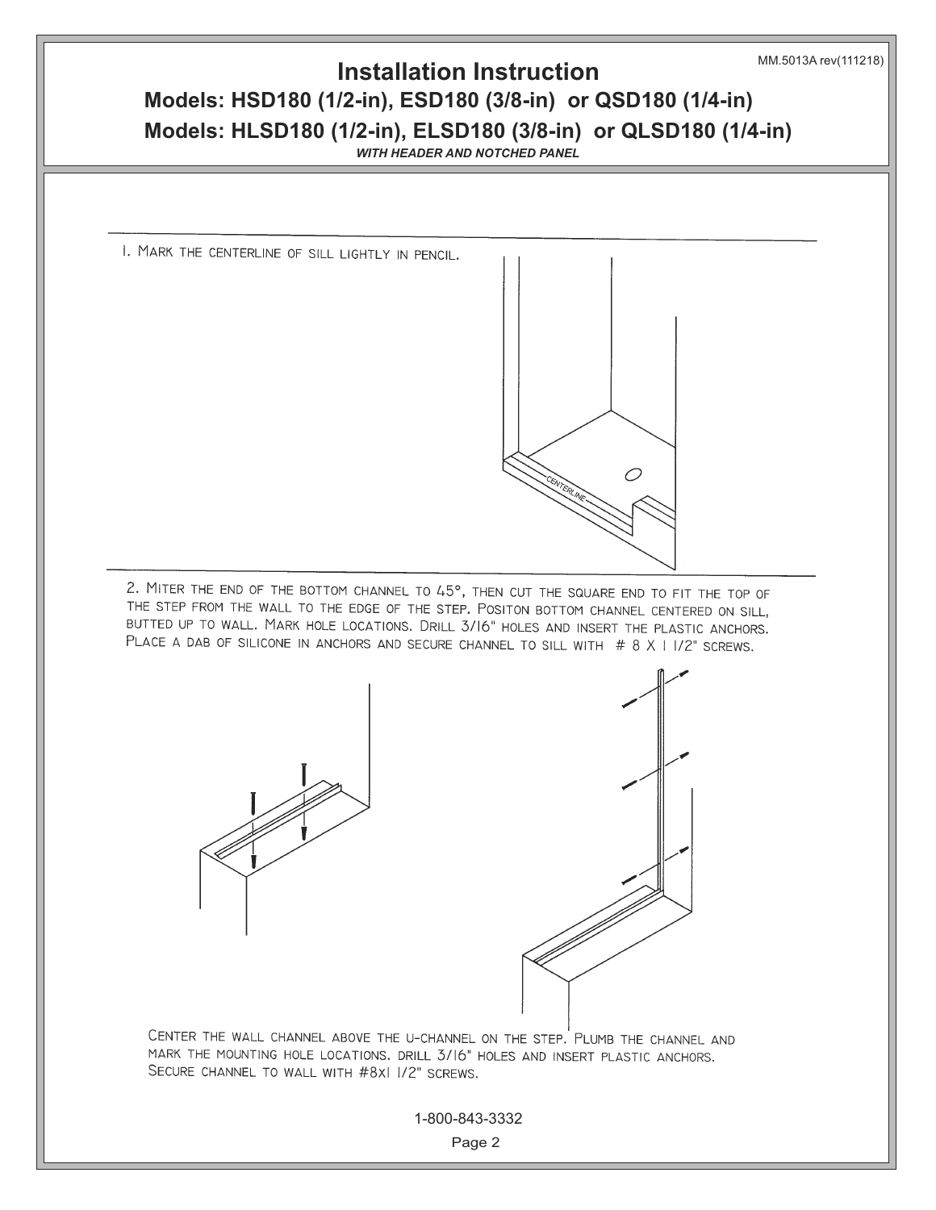# Installation Instruction

MM.5013A rev(111218)

## Models: HSD180 (1/2-in), ESD180 (3/8-in) or QSD180 (1/4-in)

## Models: HLSD180 (1/2-in), ELSD180 (3/8-in) or QLSD180 (1/4-in)

***WITH HEADER AND NOTCHED PANEL***

1. Mark the centerline of sill lightly in pencil.

CENTERLINE

2. Miter the end of the bottom channel to 45°, then cut the square end to fit the top of the step from the wall to the edge of the step. Positon bottom channel centered on sill, butted up to wall. Mark hole locations. Drill 3/16" holes and insert the plastic anchors. Place a dab of silicone in anchors and secure channel to sill with # 8 X 1 1/2" screws.

Center the wall channel above the U-channel on the step. Plumb the channel and mark the mounting hole locations. Drill 3/16" holes and insert plastic anchors. Secure channel to wall with #8x1 1/2" screws.

1-800-843-3332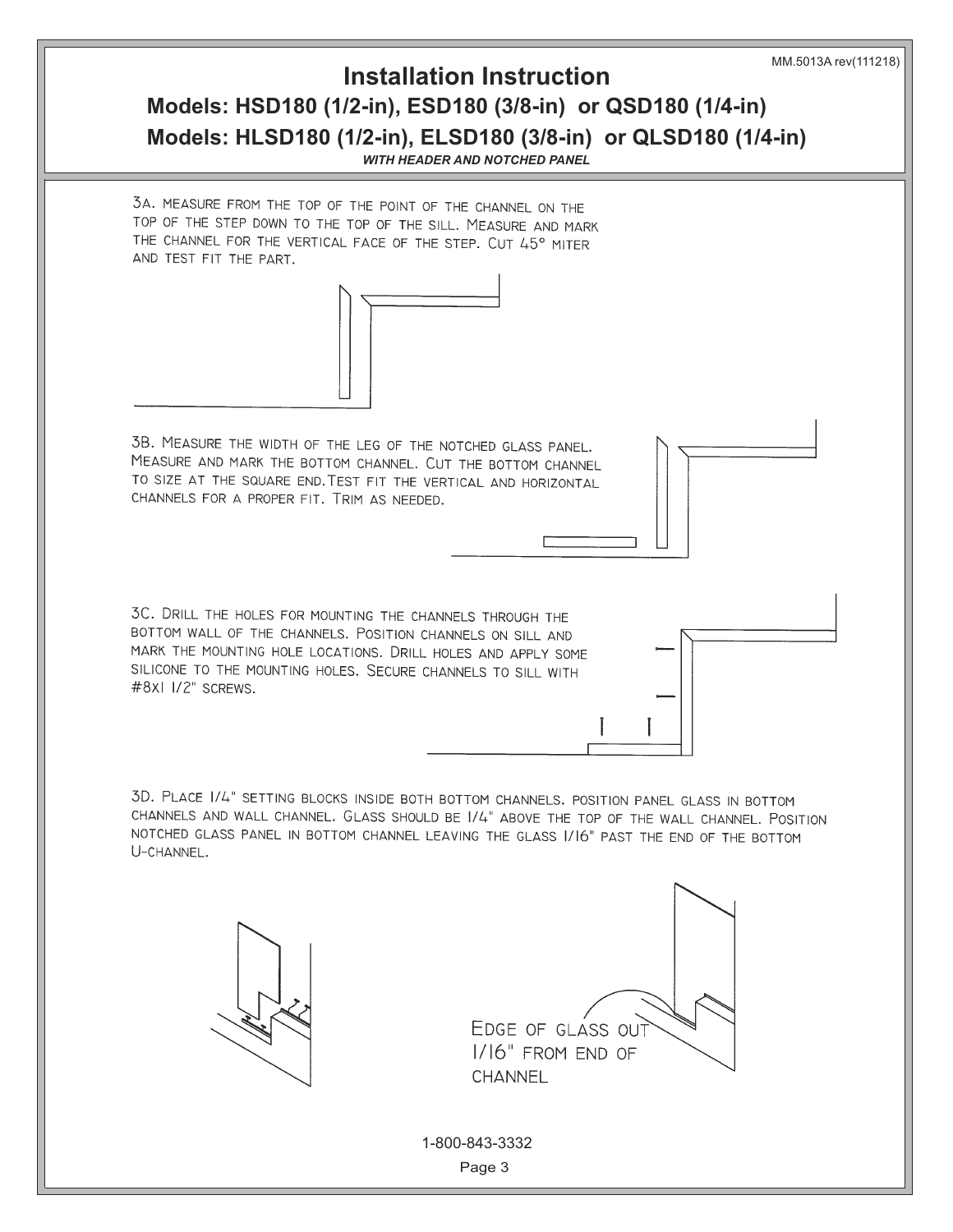# Installation Instruction

## Models: HSD180 (1/2-in), ESD180 (3/8-in) or QSD180 (1/4-in)

## Models: HLSD180 (1/2-in), ELSD180 (3/8-in) or QLSD180 (1/4-in)

***WITH HEADER AND NOTCHED PANEL***

3A. MEASURE FROM THE TOP OF THE POINT OF THE CHANNEL ON THE TOP OF THE STEP DOWN TO THE TOP OF THE SILL. MEASURE AND MARK THE CHANNEL FOR THE VERTICAL FACE OF THE STEP. CUT 45° MITER AND TEST FIT THE PART.

3B. MEASURE THE WIDTH OF THE LEG OF THE NOTCHED GLASS PANEL. MEASURE AND MARK THE BOTTOM CHANNEL. CUT THE BOTTOM CHANNEL TO SIZE AT THE SQUARE END. TEST FIT THE VERTICAL AND HORIZONTAL CHANNELS FOR A PROPER FIT. TRIM AS NEEDED.

3C. DRILL THE HOLES FOR MOUNTING THE CHANNELS THROUGH THE BOTTOM WALL OF THE CHANNELS. POSITION CHANNELS ON SILL AND MARK THE MOUNTING HOLE LOCATIONS. DRILL HOLES AND APPLY SOME SILICONE TO THE MOUNTING HOLES. SECURE CHANNELS TO SILL WITH #8X1 1/2" SCREWS.

3D. PLACE 1/4" SETTING BLOCKS INSIDE BOTH BOTTOM CHANNELS. POSITION PANEL GLASS IN BOTTOM CHANNELS AND WALL CHANNEL. GLASS SHOULD BE 1/4" ABOVE THE TOP OF THE WALL CHANNEL. POSITION NOTCHED GLASS PANEL IN BOTTOM CHANNEL LEAVING THE GLASS 1/16" PAST THE END OF THE BOTTOM U-CHANNEL.

EDGE OF GLASS OUT 1/16" FROM END OF CHANNEL

1-800-843-3332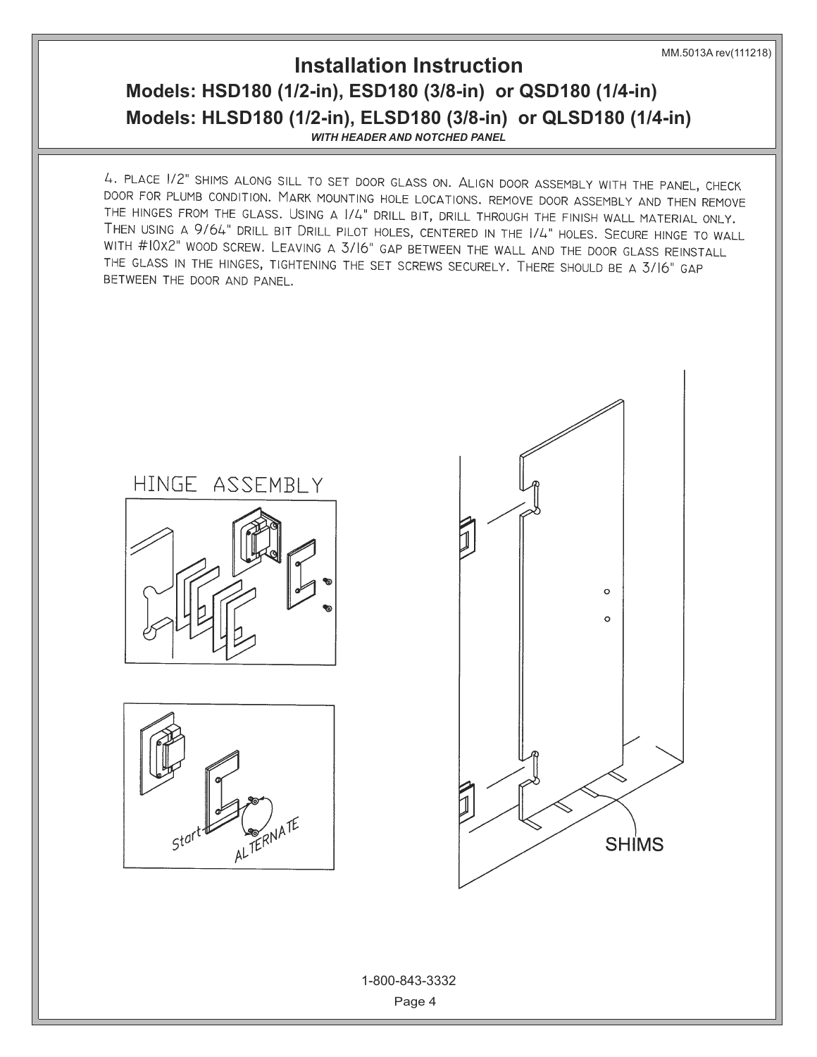# Installation Instruction

## Models: HSD180 (1/2-in), ESD180 (3/8-in) or QSD180 (1/4-in)

## Models: HLSD180 (1/2-in), ELSD180 (3/8-in) or QLSD180 (1/4-in)

***WITH HEADER AND NOTCHED PANEL***

4. PLACE 1/2" SHIMS ALONG SILL TO SET DOOR GLASS ON. ALIGN DOOR ASSEMBLY WITH THE PANEL, CHECK DOOR FOR PLUMB CONDITION. MARK MOUNTING HOLE LOCATIONS. REMOVE DOOR ASSEMBLY AND THEN REMOVE THE HINGES FROM THE GLASS. USING A 1/4" DRILL BIT, DRILL THROUGH THE FINISH WALL MATERIAL ONLY. THEN USING A 9/64" DRILL BIT DRILL PILOT HOLES, CENTERED IN THE 1/4" HOLES. SECURE HINGE TO WALL WITH #10X2" WOOD SCREW. LEAVING A 3/16" GAP BETWEEN THE WALL AND THE DOOR GLASS REINSTALL THE GLASS IN THE HINGES, TIGHTENING THE SET SCREWS SECURELY. THERE SHOULD BE A 3/16" GAP BETWEEN THE DOOR AND PANEL.

HINGE ASSEMBLY

Start

ALTERNATE

SHIMS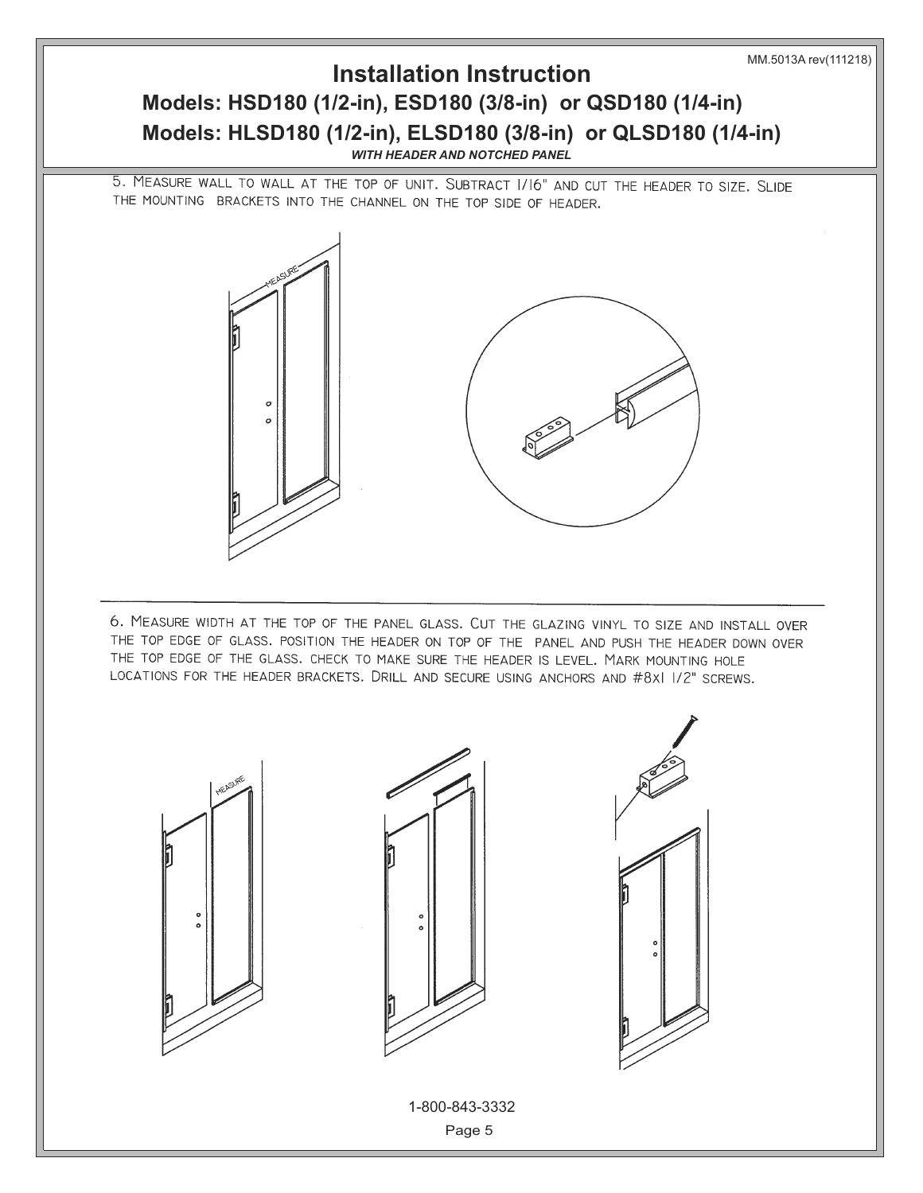# Installation Instruction

## Models: HSD180 (1/2-in), ESD180 (3/8-in) or QSD180 (1/4-in)

## Models: HLSD180 (1/2-in), ELSD180 (3/8-in) or QLSD180 (1/4-in)

***WITH HEADER AND NOTCHED PANEL***

5. MEASURE WALL TO WALL AT THE TOP OF UNIT. SUBTRACT 1/16" AND CUT THE HEADER TO SIZE. SLIDE THE MOUNTING BRACKETS INTO THE CHANNEL ON THE TOP SIDE OF HEADER.

MEASURE

6. MEASURE WIDTH AT THE TOP OF THE PANEL GLASS. CUT THE GLAZING VINYL TO SIZE AND INSTALL OVER THE TOP EDGE OF GLASS. POSITION THE HEADER ON TOP OF THE PANEL AND PUSH THE HEADER DOWN OVER THE TOP EDGE OF THE GLASS. CHECK TO MAKE SURE THE HEADER IS LEVEL. MARK MOUNTING HOLE LOCATIONS FOR THE HEADER BRACKETS. DRILL AND SECURE USING ANCHORS AND #8X1 1/2" SCREWS.

MEASURE

1-800-843-3332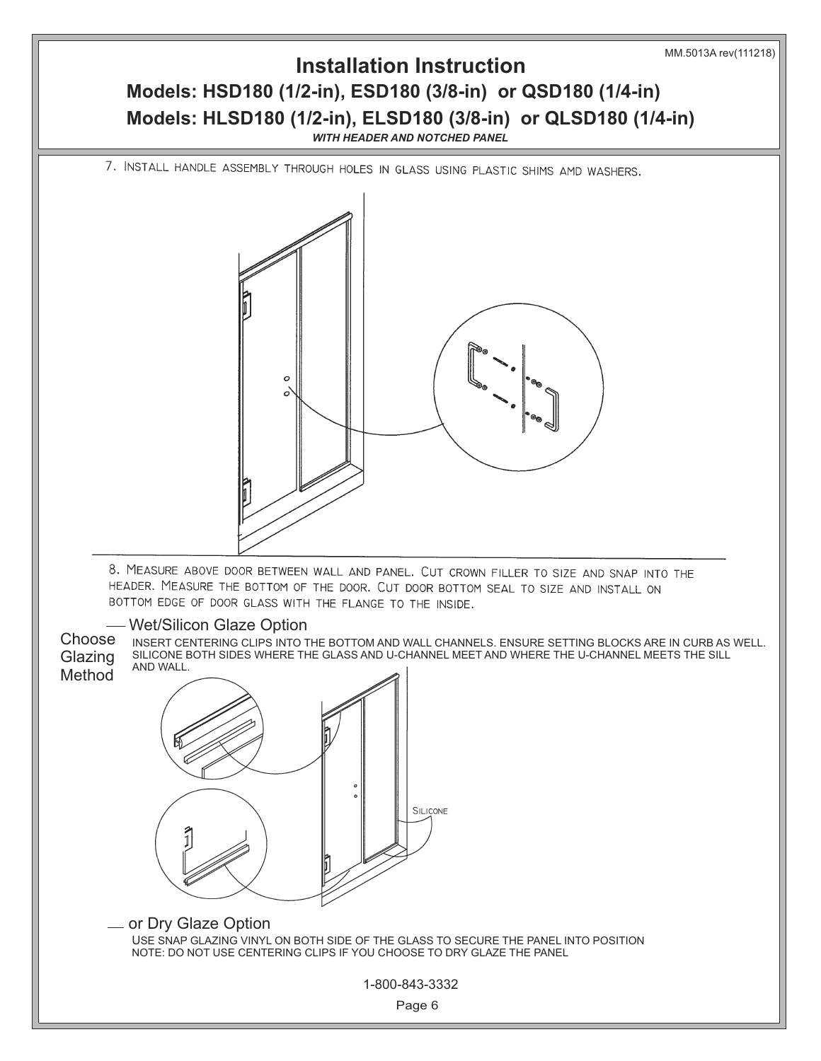MM.5013A rev(111218)

# Installation Instruction

## Models: HSD180 (1/2-in), ESD180 (3/8-in) or QSD180 (1/4-in)

## Models: HLSD180 (1/2-in), ELSD180 (3/8-in) or QLSD180 (1/4-in)

***WITH HEADER AND NOTCHED PANEL***

7. INSTALL HANDLE ASSEMBLY THROUGH HOLES IN GLASS USING PLASTIC SHIMS AMD WASHERS.

8. MEASURE ABOVE DOOR BETWEEN WALL AND PANEL. CUT CROWN FILLER TO SIZE AND SNAP INTO THE HEADER. MEASURE THE BOTTOM OF THE DOOR. CUT DOOR BOTTOM SEAL TO SIZE AND INSTALL ON BOTTOM EDGE OF DOOR GLASS WITH THE FLANGE TO THE INSIDE.

Choose Glazing Method

— Wet/Silicon Glaze Option

INSERT CENTERING CLIPS INTO THE BOTTOM AND WALL CHANNELS. ENSURE SETTING BLOCKS ARE IN CURB AS WELL. SILICONE BOTH SIDES WHERE THE GLASS AND U-CHANNEL MEET AND WHERE THE U-CHANNEL MEETS THE SILL AND WALL.

SILICONE

— or Dry Glaze Option

USE SNAP GLAZING VINYL ON BOTH SIDE OF THE GLASS TO SECURE THE PANEL INTO POSITION
NOTE: DO NOT USE CENTERING CLIPS IF YOU CHOOSE TO DRY GLAZE THE PANEL

1-800-843-3332